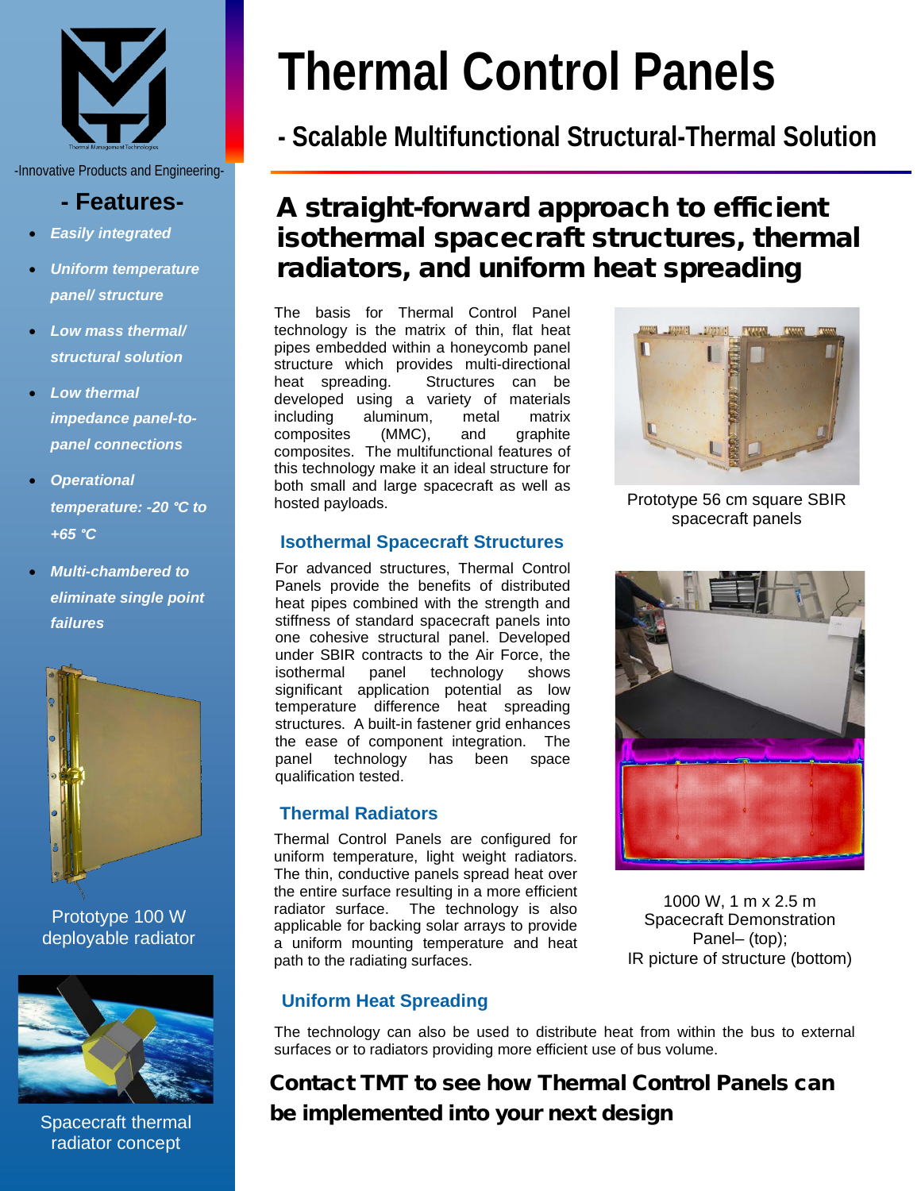-Innovative Products and Engineering-

## - Features-

- *Easily integrated*
- *Uniform temperature panel/ structure*
- *Low mass thermal/ structural solution*
- *Low thermal impedance panel-to-panel connections*
- *Operational temperature: -20 °C to +65 °C*
- *Multi-chambered to eliminate single point failures*

Prototype 100 W deployable radiator

Spacecraft thermal radiator concept

# Thermal Control Panels

## - Scalable Multifunctional Structural-Thermal Solution

## A straight-forward approach to efficient isothermal spacecraft structures, thermal radiators, and uniform heat spreading

The basis for Thermal Control Panel technology is the matrix of thin, flat heat pipes embedded within a honeycomb panel structure which provides multi-directional heat spreading. Structures can be developed using a variety of materials including aluminum, metal matrix composites (MMC), and graphite composites. The multifunctional features of this technology make it an ideal structure for both small and large spacecraft as well as hosted payloads.

Prototype 56 cm square SBIR spacecraft panels

### Isothermal Spacecraft Structures

For advanced structures, Thermal Control Panels provide the benefits of distributed heat pipes combined with the strength and stiffness of standard spacecraft panels into one cohesive structural panel. Developed under SBIR contracts to the Air Force, the isothermal panel technology shows significant application potential as low temperature difference heat spreading structures. A built-in fastener grid enhances the ease of component integration. The panel technology has been space qualification tested.

### Thermal Radiators

Thermal Control Panels are configured for uniform temperature, light weight radiators. The thin, conductive panels spread heat over the entire surface resulting in a more efficient radiator surface. The technology is also applicable for backing solar arrays to provide a uniform mounting temperature and heat path to the radiating surfaces.

1000 W, 1 m x 2.5 m Spacecraft Demonstration Panel– (top); IR picture of structure (bottom)

### Uniform Heat Spreading

The technology can also be used to distribute heat from within the bus to external surfaces or to radiators providing more efficient use of bus volume.

**Contact TMT to see how Thermal Control Panels can be implemented into your next design**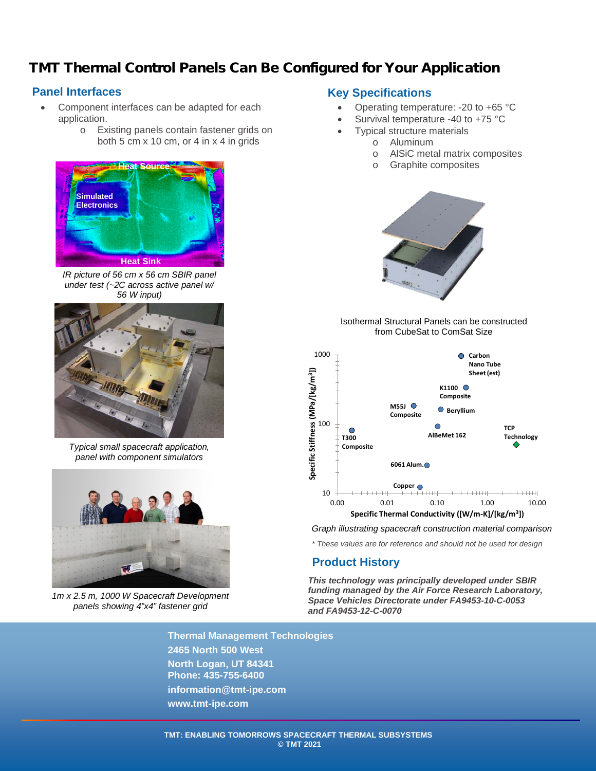# TMT Thermal Control Panels Can Be Configured for Your Application

## Panel Interfaces

- Component interfaces can be adapted for each application.
  - Existing panels contain fastener grids on both 5 cm x 10 cm, or 4 in x 4 in grids

Heat Source
Simulated Electronics
Heat Sink

*IR picture of 56 cm x 56 cm SBIR panel under test (~2C across active panel w/ 56 W input)*

*Typical small spacecraft application, panel with component simulators*

*1m x 2.5 m, 1000 W Spacecraft Development panels showing 4"x4" fastener grid*

## Key Specifications

- Operating temperature: -20 to +65 °C
- Survival temperature -40 to +75 °C
- Typical structure materials
  - Aluminum
  - AlSiC metal matrix composites
  - Graphite composites

Isothermal Structural Panels can be constructed from CubeSat to ComSat Size

Specific Stiffness (MPa/[kg/m³])
1000
100
10
0.00
0.01
0.10
1.00
10.00
Specific Thermal Conductivity ([W/m-K]/[kg/m³])
Carbon Nano Tube Sheet (est)
K1100 Composite
M55J Composite
Beryllium
T300 Composite
AlBeMet 162
TCP Technology
6061 Alum.
Copper

*Graph illustrating spacecraft construction material comparison*

*\* These values are for reference and should not be used for design*

## Product History

***This technology was principally developed under SBIR funding managed by the Air Force Research Laboratory, Space Vehicles Directorate under FA9453-10-C-0053 and FA9453-12-C-0070***

**Thermal Management Technologies**
**2465 North 500 West**
**North Logan, UT 84341**
**Phone: 435-755-6400**
**information@tmt-ipe.com**
**www.tmt-ipe.com**

**TMT: ENABLING TOMORROWS SPACECRAFT THERMAL SUBSYSTEMS**
**© TMT 2021**